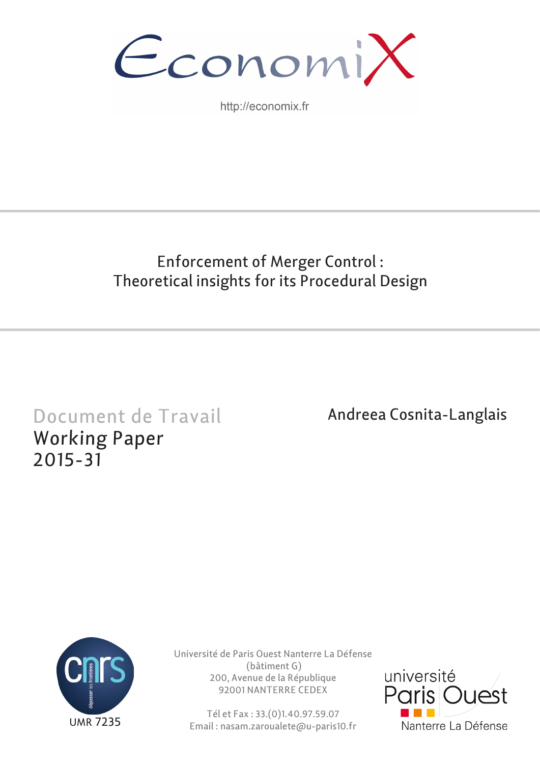EconomiX

http://economix.fr

# Enforcement of Merger Control : Theoretical insights for its Procedural Design

Document de Travail
Working Paper
2015-31

Andreea Cosnita-Langlais

UMR 7235

Université de Paris Ouest Nanterre La Défense
(bâtiment G)
200, Avenue de la République
92001 NANTERRE CEDEX

Tél et Fax : 33.(0)1.40.97.59.07
Email : nasam.zaroualete@u-paris10.fr

université Paris Ouest Nanterre La Défense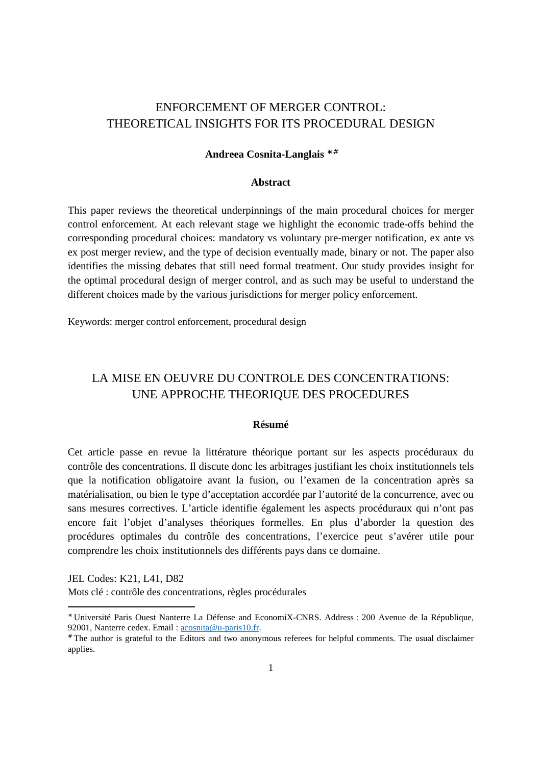# ENFORCEMENT OF MERGER CONTROL: THEORETICAL INSIGHTS FOR ITS PROCEDURAL DESIGN

**Andreea Cosnita-Langlais** *#

### Abstract

This paper reviews the theoretical underpinnings of the main procedural choices for merger control enforcement. At each relevant stage we highlight the economic trade-offs behind the corresponding procedural choices: mandatory vs voluntary pre-merger notification, ex ante vs ex post merger review, and the type of decision eventually made, binary or not. The paper also identifies the missing debates that still need formal treatment. Our study provides insight for the optimal procedural design of merger control, and as such may be useful to understand the different choices made by the various jurisdictions for merger policy enforcement.

Keywords: merger control enforcement, procedural design

# LA MISE EN OEUVRE DU CONTROLE DES CONCENTRATIONS: UNE APPROCHE THEORIQUE DES PROCEDURES

### Résumé

Cet article passe en revue la littérature théorique portant sur les aspects procéduraux du contrôle des concentrations. Il discute donc les arbitrages justifiant les choix institutionnels tels que la notification obligatoire avant la fusion, ou l'examen de la concentration après sa matérialisation, ou bien le type d'acceptation accordée par l'autorité de la concurrence, avec ou sans mesures correctives. L'article identifie également les aspects procéduraux qui n'ont pas encore fait l'objet d'analyses théoriques formelles. En plus d'aborder la question des procédures optimales du contrôle des concentrations, l'exercice peut s'avérer utile pour comprendre les choix institutionnels des différents pays dans ce domaine.

JEL Codes: K21, L41, D82
Mots clé : contrôle des concentrations, règles procédurales

---

* Université Paris Ouest Nanterre La Défense and EconomiX-CNRS. Address : 200 Avenue de la République, 92001, Nanterre cedex. Email : acosnita@u-paris10.fr.

# The author is grateful to the Editors and two anonymous referees for helpful comments. The usual disclaimer applies.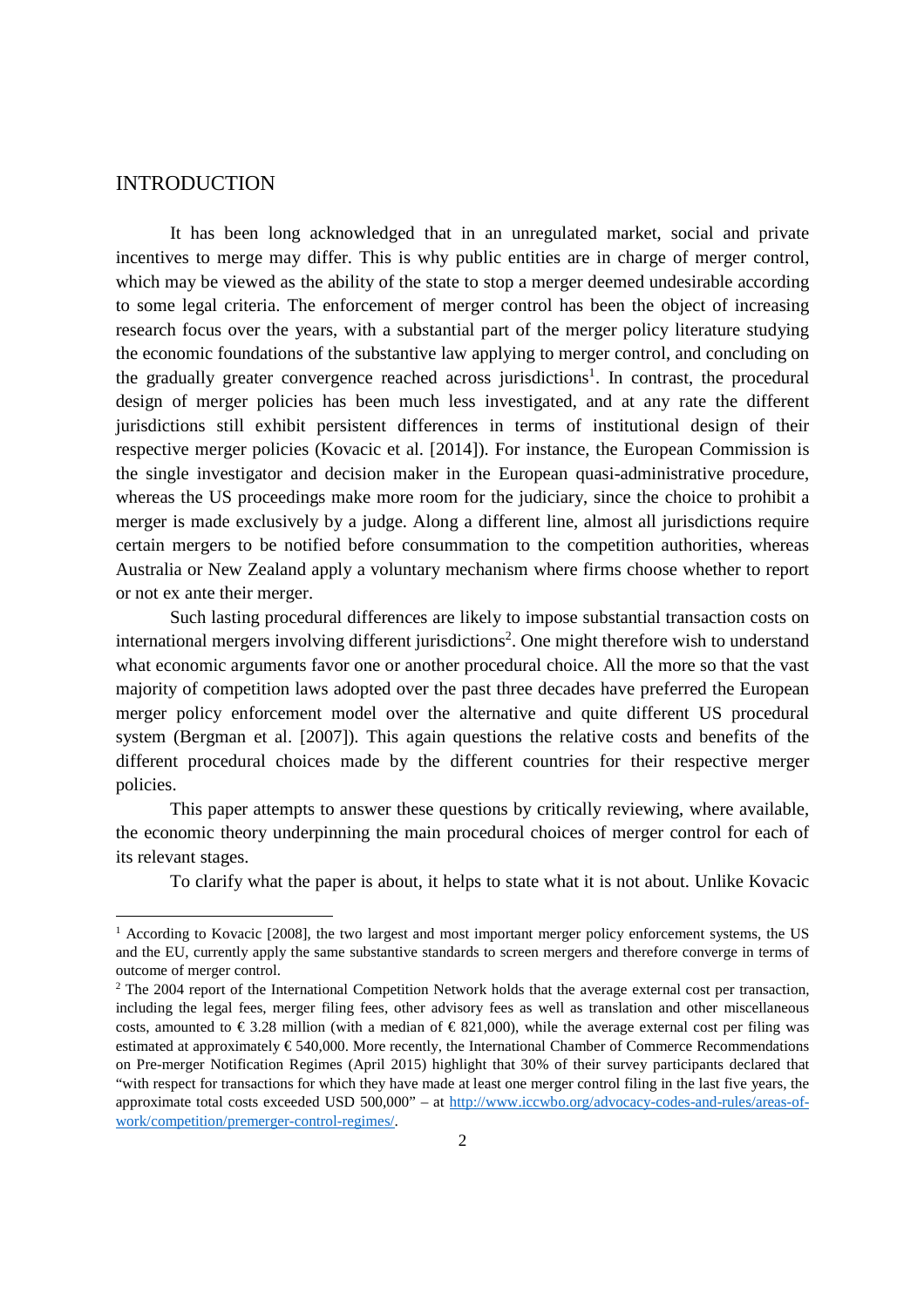# INTRODUCTION

It has been long acknowledged that in an unregulated market, social and private incentives to merge may differ. This is why public entities are in charge of merger control, which may be viewed as the ability of the state to stop a merger deemed undesirable according to some legal criteria. The enforcement of merger control has been the object of increasing research focus over the years, with a substantial part of the merger policy literature studying the economic foundations of the substantive law applying to merger control, and concluding on the gradually greater convergence reached across jurisdictions[1]. In contrast, the procedural design of merger policies has been much less investigated, and at any rate the different jurisdictions still exhibit persistent differences in terms of institutional design of their respective merger policies (Kovacic et al. [2014]). For instance, the European Commission is the single investigator and decision maker in the European quasi-administrative procedure, whereas the US proceedings make more room for the judiciary, since the choice to prohibit a merger is made exclusively by a judge. Along a different line, almost all jurisdictions require certain mergers to be notified before consummation to the competition authorities, whereas Australia or New Zealand apply a voluntary mechanism where firms choose whether to report or not ex ante their merger.

Such lasting procedural differences are likely to impose substantial transaction costs on international mergers involving different jurisdictions[2]. One might therefore wish to understand what economic arguments favor one or another procedural choice. All the more so that the vast majority of competition laws adopted over the past three decades have preferred the European merger policy enforcement model over the alternative and quite different US procedural system (Bergman et al. [2007]). This again questions the relative costs and benefits of the different procedural choices made by the different countries for their respective merger policies.

This paper attempts to answer these questions by critically reviewing, where available, the economic theory underpinning the main procedural choices of merger control for each of its relevant stages.

To clarify what the paper is about, it helps to state what it is not about. Unlike Kovacic

---

[1] According to Kovacic [2008], the two largest and most important merger policy enforcement systems, the US and the EU, currently apply the same substantive standards to screen mergers and therefore converge in terms of outcome of merger control.

[2] The 2004 report of the International Competition Network holds that the average external cost per transaction, including the legal fees, merger filing fees, other advisory fees as well as translation and other miscellaneous costs, amounted to € 3.28 million (with a median of € 821,000), while the average external cost per filing was estimated at approximately € 540,000. More recently, the International Chamber of Commerce Recommendations on Pre-merger Notification Regimes (April 2015) highlight that 30% of their survey participants declared that "with respect for transactions for which they have made at least one merger control filing in the last five years, the approximate total costs exceeded USD 500,000" – at http://www.iccwbo.org/advocacy-codes-and-rules/areas-of-work/competition/premerger-control-regimes/.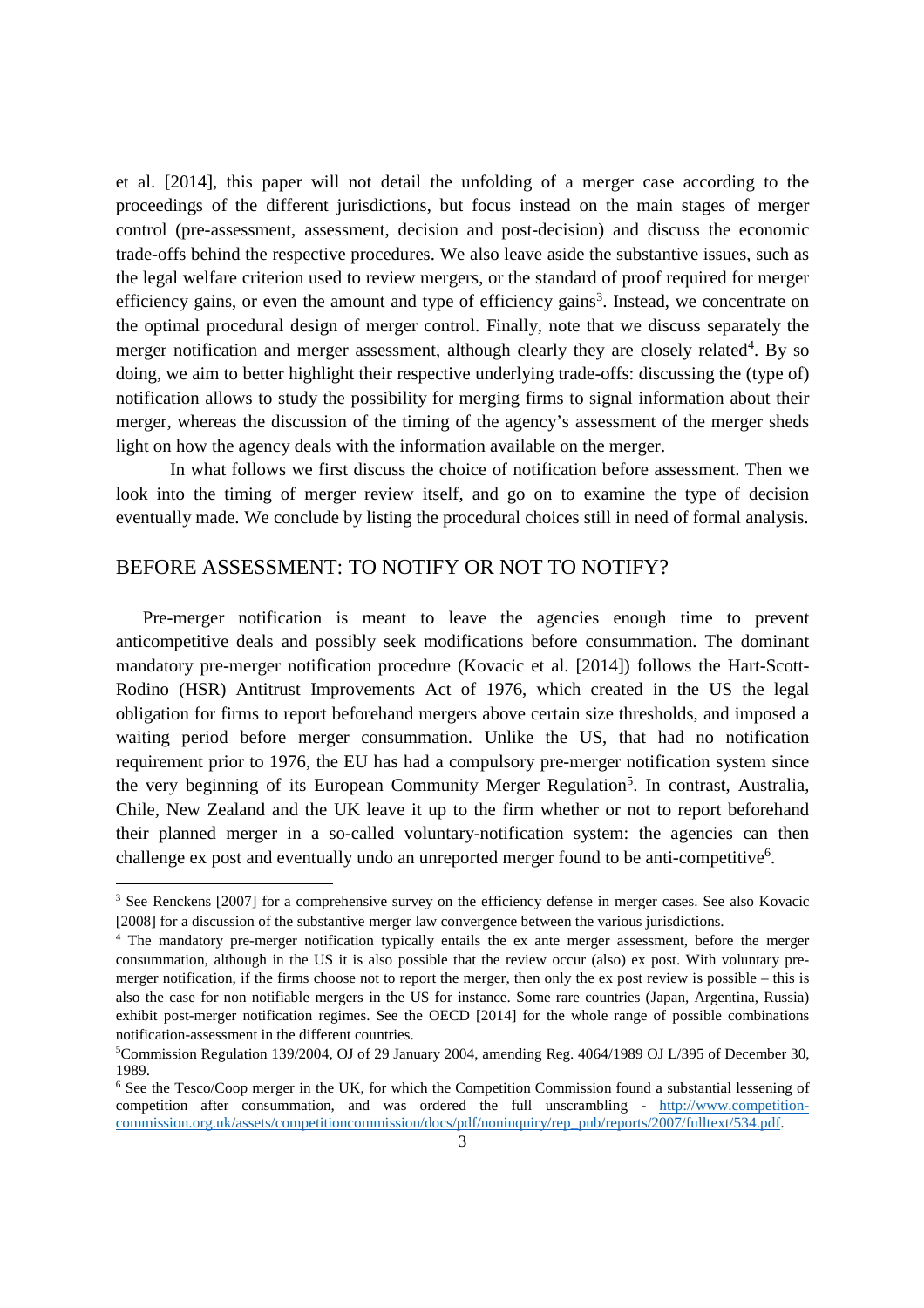et al. [2014], this paper will not detail the unfolding of a merger case according to the proceedings of the different jurisdictions, but focus instead on the main stages of merger control (pre-assessment, assessment, decision and post-decision) and discuss the economic trade-offs behind the respective procedures. We also leave aside the substantive issues, such as the legal welfare criterion used to review mergers, or the standard of proof required for merger efficiency gains, or even the amount and type of efficiency gains[3]. Instead, we concentrate on the optimal procedural design of merger control. Finally, note that we discuss separately the merger notification and merger assessment, although clearly they are closely related[4]. By so doing, we aim to better highlight their respective underlying trade-offs: discussing the (type of) notification allows to study the possibility for merging firms to signal information about their merger, whereas the discussion of the timing of the agency's assessment of the merger sheds light on how the agency deals with the information available on the merger.

In what follows we first discuss the choice of notification before assessment. Then we look into the timing of merger review itself, and go on to examine the type of decision eventually made. We conclude by listing the procedural choices still in need of formal analysis.

## BEFORE ASSESSMENT: TO NOTIFY OR NOT TO NOTIFY?

Pre-merger notification is meant to leave the agencies enough time to prevent anticompetitive deals and possibly seek modifications before consummation. The dominant mandatory pre-merger notification procedure (Kovacic et al. [2014]) follows the Hart-Scott-Rodino (HSR) Antitrust Improvements Act of 1976, which created in the US the legal obligation for firms to report beforehand mergers above certain size thresholds, and imposed a waiting period before merger consummation. Unlike the US, that had no notification requirement prior to 1976, the EU has had a compulsory pre-merger notification system since the very beginning of its European Community Merger Regulation[5]. In contrast, Australia, Chile, New Zealand and the UK leave it up to the firm whether or not to report beforehand their planned merger in a so-called voluntary-notification system: the agencies can then challenge ex post and eventually undo an unreported merger found to be anti-competitive[6].

---

[3] See Renckens [2007] for a comprehensive survey on the efficiency defense in merger cases. See also Kovacic [2008] for a discussion of the substantive merger law convergence between the various jurisdictions.

[4] The mandatory pre-merger notification typically entails the ex ante merger assessment, before the merger consummation, although in the US it is also possible that the review occur (also) ex post. With voluntary pre-merger notification, if the firms choose not to report the merger, then only the ex post review is possible – this is also the case for non notifiable mergers in the US for instance. Some rare countries (Japan, Argentina, Russia) exhibit post-merger notification regimes. See the OECD [2014] for the whole range of possible combinations notification-assessment in the different countries.

[5] Commission Regulation 139/2004, OJ of 29 January 2004, amending Reg. 4064/1989 OJ L/395 of December 30, 1989.

[6] See the Tesco/Coop merger in the UK, for which the Competition Commission found a substantial lessening of competition after consummation, and was ordered the full unscrambling - http://www.competition-commission.org.uk/assets/competitioncommission/docs/pdf/noninquiry/rep_pub/reports/2007/fulltext/534.pdf.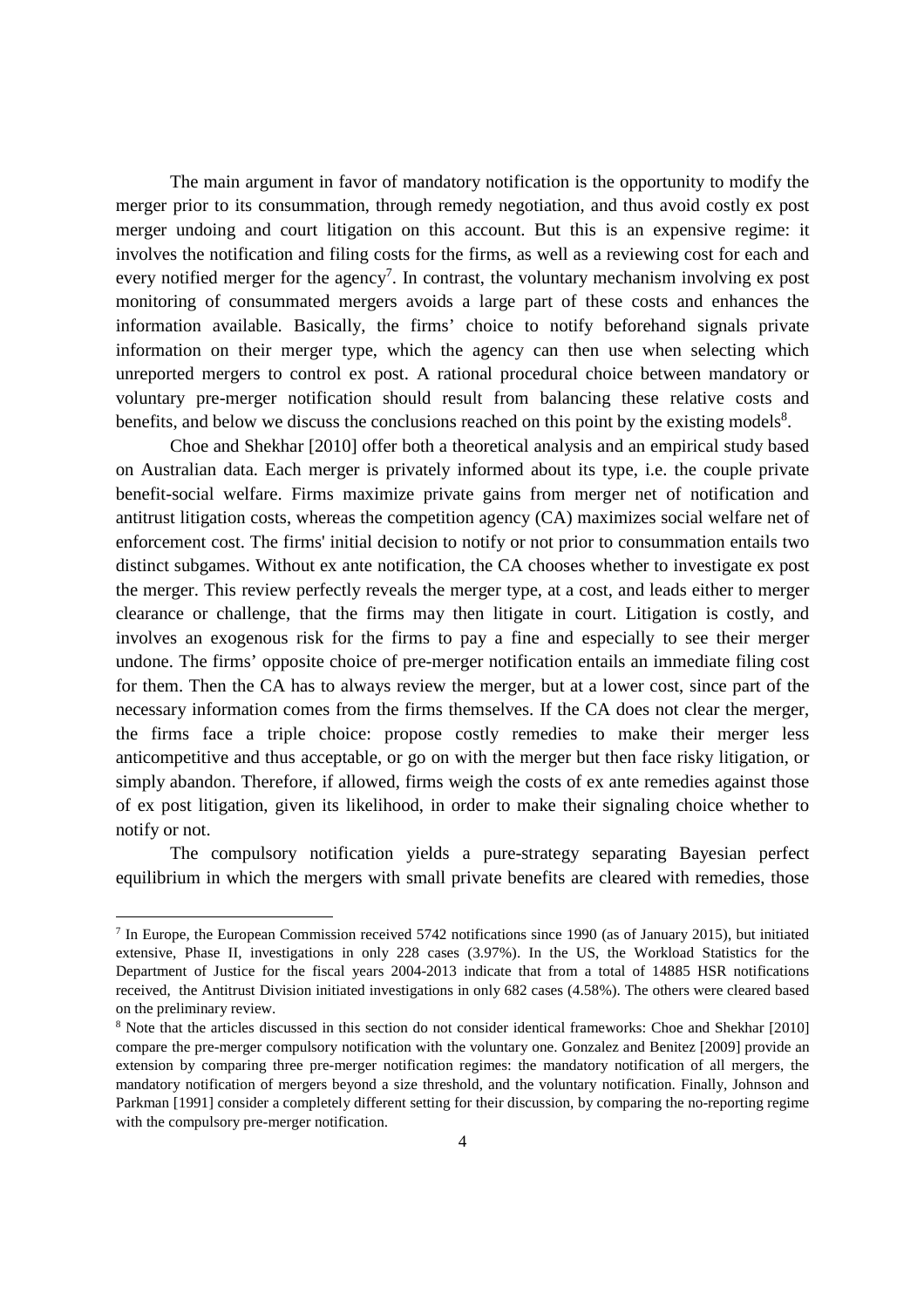The main argument in favor of mandatory notification is the opportunity to modify the merger prior to its consummation, through remedy negotiation, and thus avoid costly ex post merger undoing and court litigation on this account. But this is an expensive regime: it involves the notification and filing costs for the firms, as well as a reviewing cost for each and every notified merger for the agency[7]. In contrast, the voluntary mechanism involving ex post monitoring of consummated mergers avoids a large part of these costs and enhances the information available. Basically, the firms' choice to notify beforehand signals private information on their merger type, which the agency can then use when selecting which unreported mergers to control ex post. A rational procedural choice between mandatory or voluntary pre-merger notification should result from balancing these relative costs and benefits, and below we discuss the conclusions reached on this point by the existing models[8].

Choe and Shekhar [2010] offer both a theoretical analysis and an empirical study based on Australian data. Each merger is privately informed about its type, i.e. the couple private benefit-social welfare. Firms maximize private gains from merger net of notification and antitrust litigation costs, whereas the competition agency (CA) maximizes social welfare net of enforcement cost. The firms' initial decision to notify or not prior to consummation entails two distinct subgames. Without ex ante notification, the CA chooses whether to investigate ex post the merger. This review perfectly reveals the merger type, at a cost, and leads either to merger clearance or challenge, that the firms may then litigate in court. Litigation is costly, and involves an exogenous risk for the firms to pay a fine and especially to see their merger undone. The firms' opposite choice of pre-merger notification entails an immediate filing cost for them. Then the CA has to always review the merger, but at a lower cost, since part of the necessary information comes from the firms themselves. If the CA does not clear the merger, the firms face a triple choice: propose costly remedies to make their merger less anticompetitive and thus acceptable, or go on with the merger but then face risky litigation, or simply abandon. Therefore, if allowed, firms weigh the costs of ex ante remedies against those of ex post litigation, given its likelihood, in order to make their signaling choice whether to notify or not.

The compulsory notification yields a pure-strategy separating Bayesian perfect equilibrium in which the mergers with small private benefits are cleared with remedies, those

---

[7] In Europe, the European Commission received 5742 notifications since 1990 (as of January 2015), but initiated extensive, Phase II, investigations in only 228 cases (3.97%). In the US, the Workload Statistics for the Department of Justice for the fiscal years 2004-2013 indicate that from a total of 14885 HSR notifications received, the Antitrust Division initiated investigations in only 682 cases (4.58%). The others were cleared based on the preliminary review.

[8] Note that the articles discussed in this section do not consider identical frameworks: Choe and Shekhar [2010] compare the pre-merger compulsory notification with the voluntary one. Gonzalez and Benitez [2009] provide an extension by comparing three pre-merger notification regimes: the mandatory notification of all mergers, the mandatory notification of mergers beyond a size threshold, and the voluntary notification. Finally, Johnson and Parkman [1991] consider a completely different setting for their discussion, by comparing the no-reporting regime with the compulsory pre-merger notification.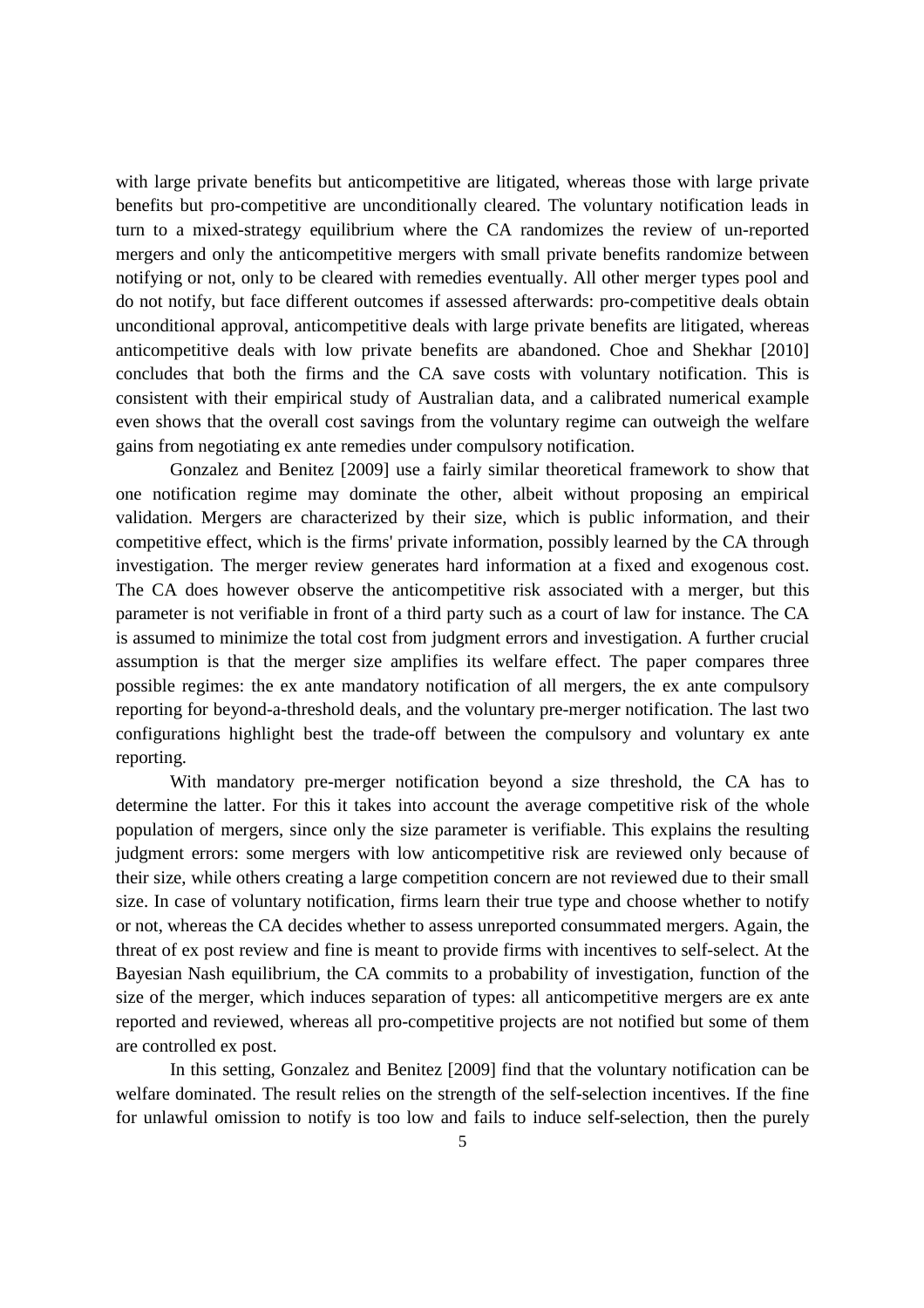with large private benefits but anticompetitive are litigated, whereas those with large private benefits but pro-competitive are unconditionally cleared. The voluntary notification leads in turn to a mixed-strategy equilibrium where the CA randomizes the review of un-reported mergers and only the anticompetitive mergers with small private benefits randomize between notifying or not, only to be cleared with remedies eventually. All other merger types pool and do not notify, but face different outcomes if assessed afterwards: pro-competitive deals obtain unconditional approval, anticompetitive deals with large private benefits are litigated, whereas anticompetitive deals with low private benefits are abandoned. Choe and Shekhar [2010] concludes that both the firms and the CA save costs with voluntary notification. This is consistent with their empirical study of Australian data, and a calibrated numerical example even shows that the overall cost savings from the voluntary regime can outweigh the welfare gains from negotiating ex ante remedies under compulsory notification.

Gonzalez and Benitez [2009] use a fairly similar theoretical framework to show that one notification regime may dominate the other, albeit without proposing an empirical validation. Mergers are characterized by their size, which is public information, and their competitive effect, which is the firms' private information, possibly learned by the CA through investigation. The merger review generates hard information at a fixed and exogenous cost. The CA does however observe the anticompetitive risk associated with a merger, but this parameter is not verifiable in front of a third party such as a court of law for instance. The CA is assumed to minimize the total cost from judgment errors and investigation. A further crucial assumption is that the merger size amplifies its welfare effect. The paper compares three possible regimes: the ex ante mandatory notification of all mergers, the ex ante compulsory reporting for beyond-a-threshold deals, and the voluntary pre-merger notification. The last two configurations highlight best the trade-off between the compulsory and voluntary ex ante reporting.

With mandatory pre-merger notification beyond a size threshold, the CA has to determine the latter. For this it takes into account the average competitive risk of the whole population of mergers, since only the size parameter is verifiable. This explains the resulting judgment errors: some mergers with low anticompetitive risk are reviewed only because of their size, while others creating a large competition concern are not reviewed due to their small size. In case of voluntary notification, firms learn their true type and choose whether to notify or not, whereas the CA decides whether to assess unreported consummated mergers. Again, the threat of ex post review and fine is meant to provide firms with incentives to self-select. At the Bayesian Nash equilibrium, the CA commits to a probability of investigation, function of the size of the merger, which induces separation of types: all anticompetitive mergers are ex ante reported and reviewed, whereas all pro-competitive projects are not notified but some of them are controlled ex post.

In this setting, Gonzalez and Benitez [2009] find that the voluntary notification can be welfare dominated. The result relies on the strength of the self-selection incentives. If the fine for unlawful omission to notify is too low and fails to induce self-selection, then the purely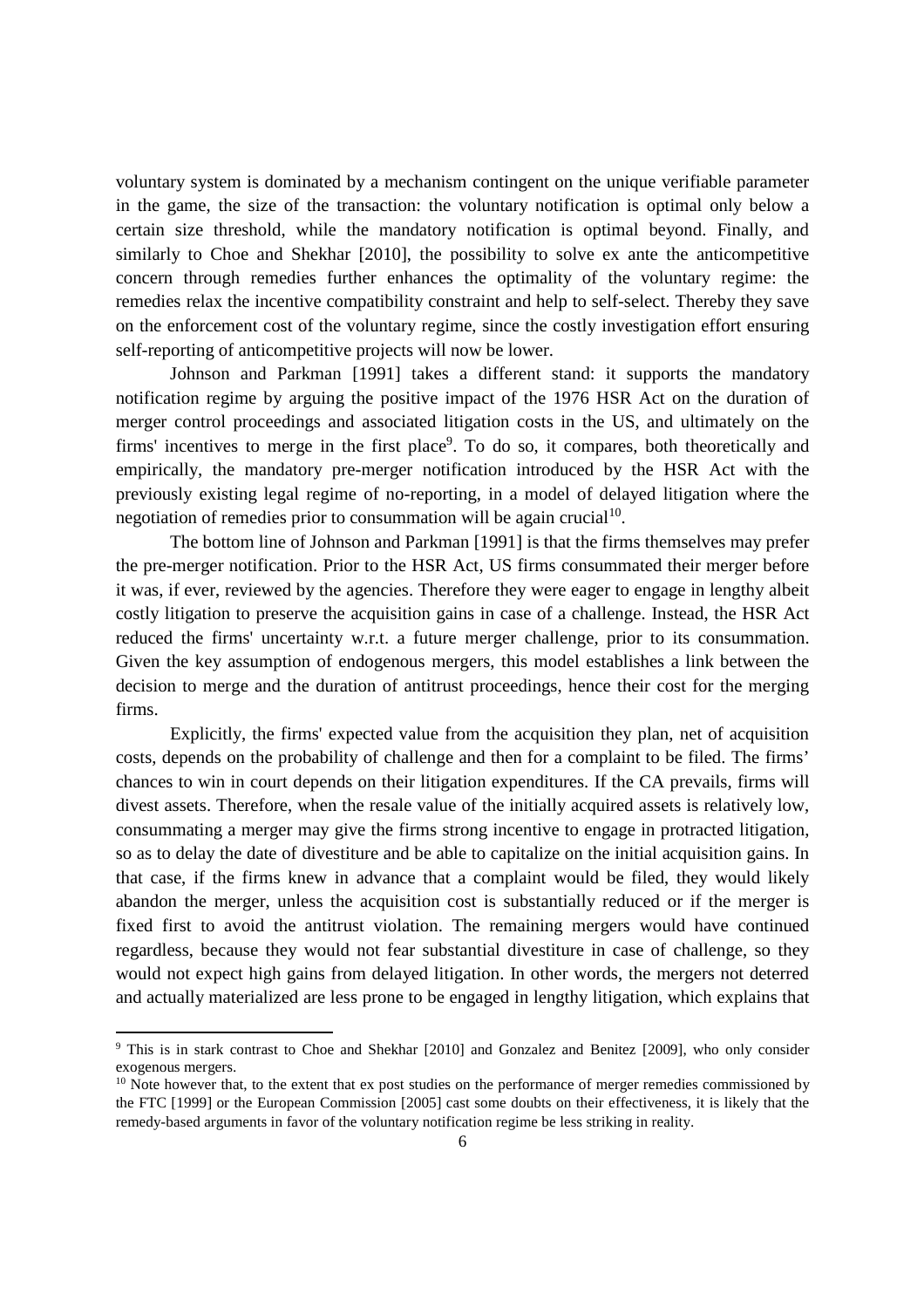voluntary system is dominated by a mechanism contingent on the unique verifiable parameter in the game, the size of the transaction: the voluntary notification is optimal only below a certain size threshold, while the mandatory notification is optimal beyond. Finally, and similarly to Choe and Shekhar [2010], the possibility to solve ex ante the anticompetitive concern through remedies further enhances the optimality of the voluntary regime: the remedies relax the incentive compatibility constraint and help to self-select. Thereby they save on the enforcement cost of the voluntary regime, since the costly investigation effort ensuring self-reporting of anticompetitive projects will now be lower.

Johnson and Parkman [1991] takes a different stand: it supports the mandatory notification regime by arguing the positive impact of the 1976 HSR Act on the duration of merger control proceedings and associated litigation costs in the US, and ultimately on the firms' incentives to merge in the first place[9]. To do so, it compares, both theoretically and empirically, the mandatory pre-merger notification introduced by the HSR Act with the previously existing legal regime of no-reporting, in a model of delayed litigation where the negotiation of remedies prior to consummation will be again crucial[10].

The bottom line of Johnson and Parkman [1991] is that the firms themselves may prefer the pre-merger notification. Prior to the HSR Act, US firms consummated their merger before it was, if ever, reviewed by the agencies. Therefore they were eager to engage in lengthy albeit costly litigation to preserve the acquisition gains in case of a challenge. Instead, the HSR Act reduced the firms' uncertainty w.r.t. a future merger challenge, prior to its consummation. Given the key assumption of endogenous mergers, this model establishes a link between the decision to merge and the duration of antitrust proceedings, hence their cost for the merging firms.

Explicitly, the firms' expected value from the acquisition they plan, net of acquisition costs, depends on the probability of challenge and then for a complaint to be filed. The firms' chances to win in court depends on their litigation expenditures. If the CA prevails, firms will divest assets. Therefore, when the resale value of the initially acquired assets is relatively low, consummating a merger may give the firms strong incentive to engage in protracted litigation, so as to delay the date of divestiture and be able to capitalize on the initial acquisition gains. In that case, if the firms knew in advance that a complaint would be filed, they would likely abandon the merger, unless the acquisition cost is substantially reduced or if the merger is fixed first to avoid the antitrust violation. The remaining mergers would have continued regardless, because they would not fear substantial divestiture in case of challenge, so they would not expect high gains from delayed litigation. In other words, the mergers not deterred and actually materialized are less prone to be engaged in lengthy litigation, which explains that

---

[9] This is in stark contrast to Choe and Shekhar [2010] and Gonzalez and Benitez [2009], who only consider exogenous mergers.

[10] Note however that, to the extent that ex post studies on the performance of merger remedies commissioned by the FTC [1999] or the European Commission [2005] cast some doubts on their effectiveness, it is likely that the remedy-based arguments in favor of the voluntary notification regime be less striking in reality.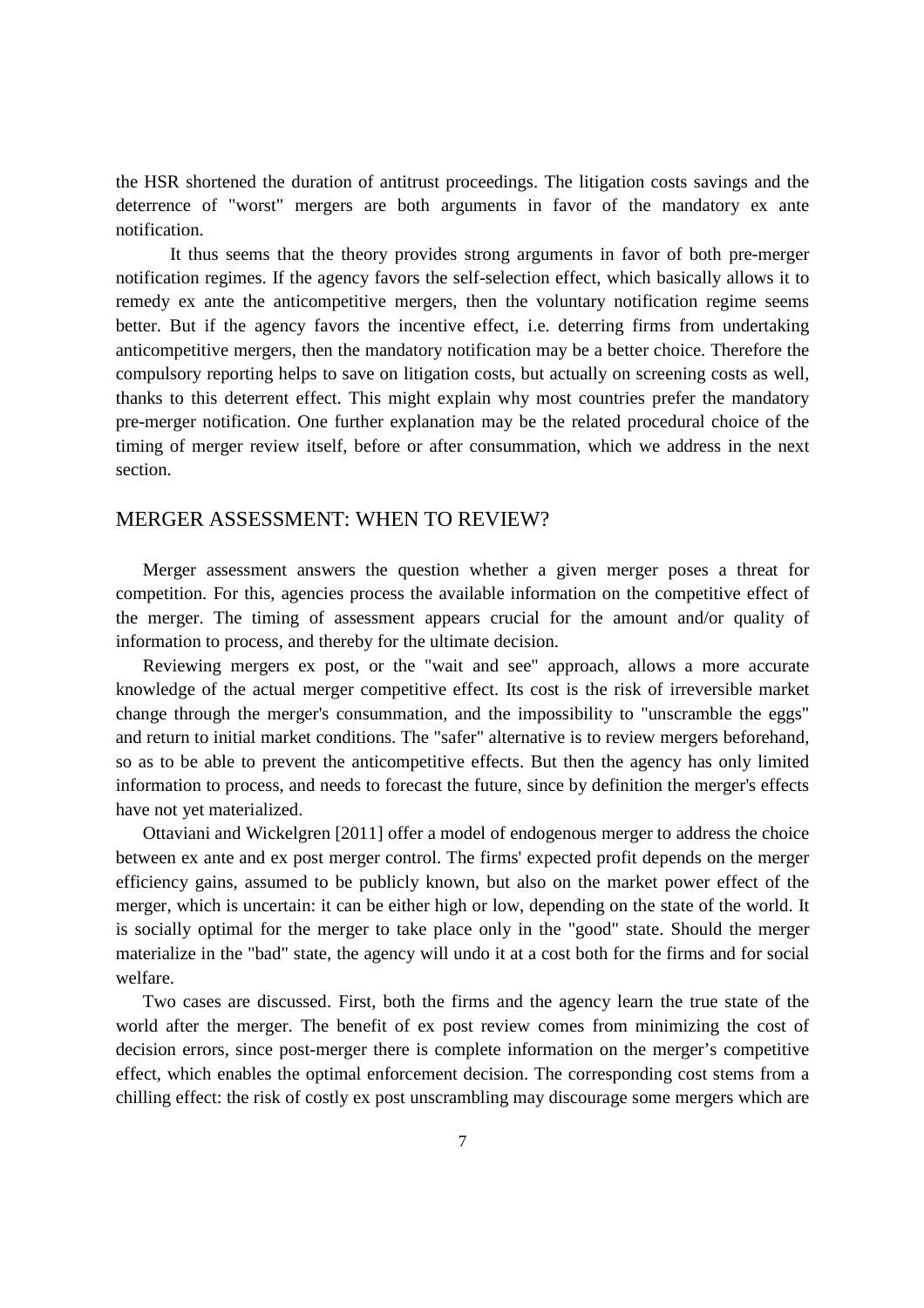the HSR shortened the duration of antitrust proceedings. The litigation costs savings and the deterrence of "worst" mergers are both arguments in favor of the mandatory ex ante notification.

It thus seems that the theory provides strong arguments in favor of both pre-merger notification regimes. If the agency favors the self-selection effect, which basically allows it to remedy ex ante the anticompetitive mergers, then the voluntary notification regime seems better. But if the agency favors the incentive effect, i.e. deterring firms from undertaking anticompetitive mergers, then the mandatory notification may be a better choice. Therefore the compulsory reporting helps to save on litigation costs, but actually on screening costs as well, thanks to this deterrent effect. This might explain why most countries prefer the mandatory pre-merger notification. One further explanation may be the related procedural choice of the timing of merger review itself, before or after consummation, which we address in the next section.

## MERGER ASSESSMENT: WHEN TO REVIEW?

Merger assessment answers the question whether a given merger poses a threat for competition. For this, agencies process the available information on the competitive effect of the merger. The timing of assessment appears crucial for the amount and/or quality of information to process, and thereby for the ultimate decision.

Reviewing mergers ex post, or the "wait and see" approach, allows a more accurate knowledge of the actual merger competitive effect. Its cost is the risk of irreversible market change through the merger's consummation, and the impossibility to "unscramble the eggs" and return to initial market conditions. The "safer" alternative is to review mergers beforehand, so as to be able to prevent the anticompetitive effects. But then the agency has only limited information to process, and needs to forecast the future, since by definition the merger's effects have not yet materialized.

Ottaviani and Wickelgren [2011] offer a model of endogenous merger to address the choice between ex ante and ex post merger control. The firms' expected profit depends on the merger efficiency gains, assumed to be publicly known, but also on the market power effect of the merger, which is uncertain: it can be either high or low, depending on the state of the world. It is socially optimal for the merger to take place only in the "good" state. Should the merger materialize in the "bad" state, the agency will undo it at a cost both for the firms and for social welfare.

Two cases are discussed. First, both the firms and the agency learn the true state of the world after the merger. The benefit of ex post review comes from minimizing the cost of decision errors, since post-merger there is complete information on the merger's competitive effect, which enables the optimal enforcement decision. The corresponding cost stems from a chilling effect: the risk of costly ex post unscrambling may discourage some mergers which are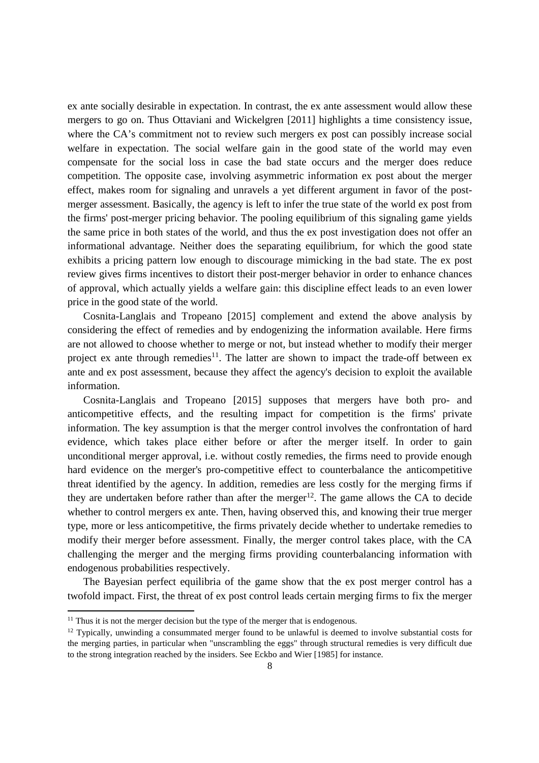ex ante socially desirable in expectation. In contrast, the ex ante assessment would allow these mergers to go on. Thus Ottaviani and Wickelgren [2011] highlights a time consistency issue, where the CA's commitment not to review such mergers ex post can possibly increase social welfare in expectation. The social welfare gain in the good state of the world may even compensate for the social loss in case the bad state occurs and the merger does reduce competition. The opposite case, involving asymmetric information ex post about the merger effect, makes room for signaling and unravels a yet different argument in favor of the post-merger assessment. Basically, the agency is left to infer the true state of the world ex post from the firms' post-merger pricing behavior. The pooling equilibrium of this signaling game yields the same price in both states of the world, and thus the ex post investigation does not offer an informational advantage. Neither does the separating equilibrium, for which the good state exhibits a pricing pattern low enough to discourage mimicking in the bad state. The ex post review gives firms incentives to distort their post-merger behavior in order to enhance chances of approval, which actually yields a welfare gain: this discipline effect leads to an even lower price in the good state of the world.

Cosnita-Langlais and Tropeano [2015] complement and extend the above analysis by considering the effect of remedies and by endogenizing the information available. Here firms are not allowed to choose whether to merge or not, but instead whether to modify their merger project ex ante through remedies[11]. The latter are shown to impact the trade-off between ex ante and ex post assessment, because they affect the agency's decision to exploit the available information.

Cosnita-Langlais and Tropeano [2015] supposes that mergers have both pro- and anticompetitive effects, and the resulting impact for competition is the firms' private information. The key assumption is that the merger control involves the confrontation of hard evidence, which takes place either before or after the merger itself. In order to gain unconditional merger approval, i.e. without costly remedies, the firms need to provide enough hard evidence on the merger's pro-competitive effect to counterbalance the anticompetitive threat identified by the agency. In addition, remedies are less costly for the merging firms if they are undertaken before rather than after the merger[12]. The game allows the CA to decide whether to control mergers ex ante. Then, having observed this, and knowing their true merger type, more or less anticompetitive, the firms privately decide whether to undertake remedies to modify their merger before assessment. Finally, the merger control takes place, with the CA challenging the merger and the merging firms providing counterbalancing information with endogenous probabilities respectively.

The Bayesian perfect equilibria of the game show that the ex post merger control has a twofold impact. First, the threat of ex post control leads certain merging firms to fix the merger

[11] Thus it is not the merger decision but the type of the merger that is endogenous.

[12] Typically, unwinding a consummated merger found to be unlawful is deemed to involve substantial costs for the merging parties, in particular when "unscrambling the eggs" through structural remedies is very difficult due to the strong integration reached by the insiders. See Eckbo and Wier [1985] for instance.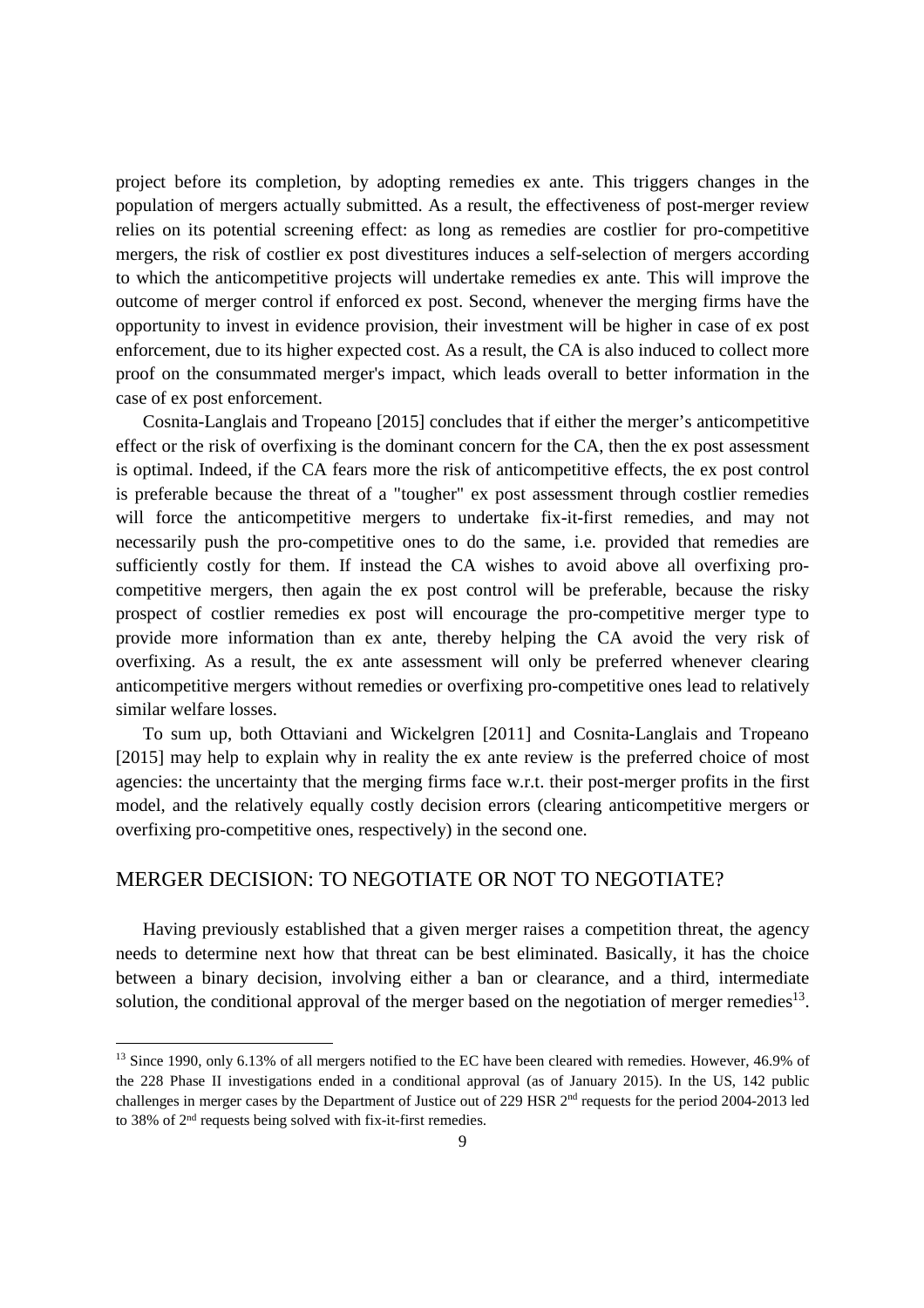project before its completion, by adopting remedies ex ante. This triggers changes in the population of mergers actually submitted. As a result, the effectiveness of post-merger review relies on its potential screening effect: as long as remedies are costlier for pro-competitive mergers, the risk of costlier ex post divestitures induces a self-selection of mergers according to which the anticompetitive projects will undertake remedies ex ante. This will improve the outcome of merger control if enforced ex post. Second, whenever the merging firms have the opportunity to invest in evidence provision, their investment will be higher in case of ex post enforcement, due to its higher expected cost. As a result, the CA is also induced to collect more proof on the consummated merger's impact, which leads overall to better information in the case of ex post enforcement.

Cosnita-Langlais and Tropeano [2015] concludes that if either the merger's anticompetitive effect or the risk of overfixing is the dominant concern for the CA, then the ex post assessment is optimal. Indeed, if the CA fears more the risk of anticompetitive effects, the ex post control is preferable because the threat of a "tougher" ex post assessment through costlier remedies will force the anticompetitive mergers to undertake fix-it-first remedies, and may not necessarily push the pro-competitive ones to do the same, i.e. provided that remedies are sufficiently costly for them. If instead the CA wishes to avoid above all overfixing pro-competitive mergers, then again the ex post control will be preferable, because the risky prospect of costlier remedies ex post will encourage the pro-competitive merger type to provide more information than ex ante, thereby helping the CA avoid the very risk of overfixing. As a result, the ex ante assessment will only be preferred whenever clearing anticompetitive mergers without remedies or overfixing pro-competitive ones lead to relatively similar welfare losses.

To sum up, both Ottaviani and Wickelgren [2011] and Cosnita-Langlais and Tropeano [2015] may help to explain why in reality the ex ante review is the preferred choice of most agencies: the uncertainty that the merging firms face w.r.t. their post-merger profits in the first model, and the relatively equally costly decision errors (clearing anticompetitive mergers or overfixing pro-competitive ones, respectively) in the second one.

## MERGER DECISION: TO NEGOTIATE OR NOT TO NEGOTIATE?

Having previously established that a given merger raises a competition threat, the agency needs to determine next how that threat can be best eliminated. Basically, it has the choice between a binary decision, involving either a ban or clearance, and a third, intermediate solution, the conditional approval of the merger based on the negotiation of merger remedies[13].

[13] Since 1990, only 6.13% of all mergers notified to the EC have been cleared with remedies. However, 46.9% of the 228 Phase II investigations ended in a conditional approval (as of January 2015). In the US, 142 public challenges in merger cases by the Department of Justice out of 229 HSR 2nd requests for the period 2004-2013 led to 38% of 2nd requests being solved with fix-it-first remedies.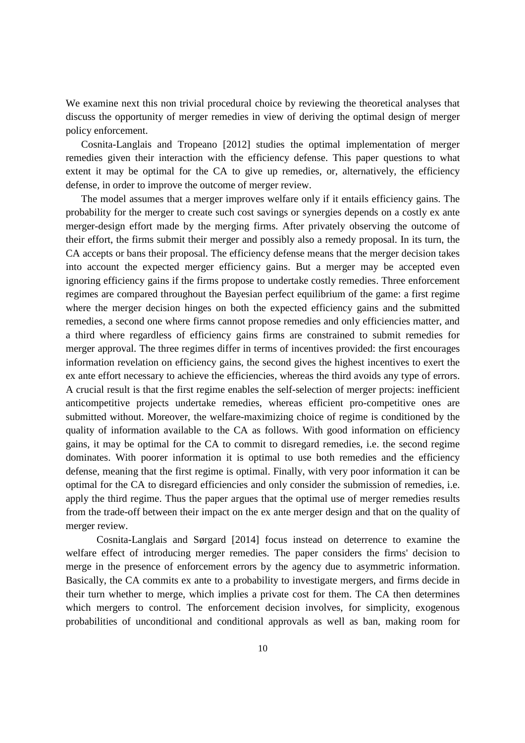We examine next this non trivial procedural choice by reviewing the theoretical analyses that discuss the opportunity of merger remedies in view of deriving the optimal design of merger policy enforcement.

Cosnita-Langlais and Tropeano [2012] studies the optimal implementation of merger remedies given their interaction with the efficiency defense. This paper questions to what extent it may be optimal for the CA to give up remedies, or, alternatively, the efficiency defense, in order to improve the outcome of merger review.

The model assumes that a merger improves welfare only if it entails efficiency gains. The probability for the merger to create such cost savings or synergies depends on a costly ex ante merger-design effort made by the merging firms. After privately observing the outcome of their effort, the firms submit their merger and possibly also a remedy proposal. In its turn, the CA accepts or bans their proposal. The efficiency defense means that the merger decision takes into account the expected merger efficiency gains. But a merger may be accepted even ignoring efficiency gains if the firms propose to undertake costly remedies. Three enforcement regimes are compared throughout the Bayesian perfect equilibrium of the game: a first regime where the merger decision hinges on both the expected efficiency gains and the submitted remedies, a second one where firms cannot propose remedies and only efficiencies matter, and a third where regardless of efficiency gains firms are constrained to submit remedies for merger approval. The three regimes differ in terms of incentives provided: the first encourages information revelation on efficiency gains, the second gives the highest incentives to exert the ex ante effort necessary to achieve the efficiencies, whereas the third avoids any type of errors. A crucial result is that the first regime enables the self-selection of merger projects: inefficient anticompetitive projects undertake remedies, whereas efficient pro-competitive ones are submitted without. Moreover, the welfare-maximizing choice of regime is conditioned by the quality of information available to the CA as follows. With good information on efficiency gains, it may be optimal for the CA to commit to disregard remedies, i.e. the second regime dominates. With poorer information it is optimal to use both remedies and the efficiency defense, meaning that the first regime is optimal. Finally, with very poor information it can be optimal for the CA to disregard efficiencies and only consider the submission of remedies, i.e. apply the third regime. Thus the paper argues that the optimal use of merger remedies results from the trade-off between their impact on the ex ante merger design and that on the quality of merger review.

Cosnita-Langlais and Sørgard [2014] focus instead on deterrence to examine the welfare effect of introducing merger remedies. The paper considers the firms' decision to merge in the presence of enforcement errors by the agency due to asymmetric information. Basically, the CA commits ex ante to a probability to investigate mergers, and firms decide in their turn whether to merge, which implies a private cost for them. The CA then determines which mergers to control. The enforcement decision involves, for simplicity, exogenous probabilities of unconditional and conditional approvals as well as ban, making room for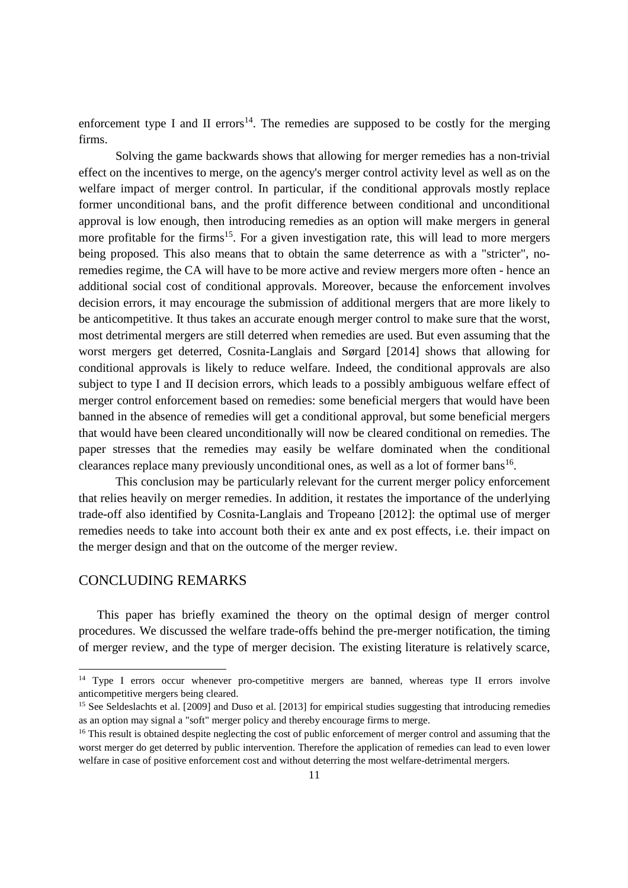enforcement type I and II errors[14]. The remedies are supposed to be costly for the merging firms.

Solving the game backwards shows that allowing for merger remedies has a non-trivial effect on the incentives to merge, on the agency's merger control activity level as well as on the welfare impact of merger control. In particular, if the conditional approvals mostly replace former unconditional bans, and the profit difference between conditional and unconditional approval is low enough, then introducing remedies as an option will make mergers in general more profitable for the firms[15]. For a given investigation rate, this will lead to more mergers being proposed. This also means that to obtain the same deterrence as with a "stricter", no-remedies regime, the CA will have to be more active and review mergers more often - hence an additional social cost of conditional approvals. Moreover, because the enforcement involves decision errors, it may encourage the submission of additional mergers that are more likely to be anticompetitive. It thus takes an accurate enough merger control to make sure that the worst, most detrimental mergers are still deterred when remedies are used. But even assuming that the worst mergers get deterred, Cosnita-Langlais and Sørgard [2014] shows that allowing for conditional approvals is likely to reduce welfare. Indeed, the conditional approvals are also subject to type I and II decision errors, which leads to a possibly ambiguous welfare effect of merger control enforcement based on remedies: some beneficial mergers that would have been banned in the absence of remedies will get a conditional approval, but some beneficial mergers that would have been cleared unconditionally will now be cleared conditional on remedies. The paper stresses that the remedies may easily be welfare dominated when the conditional clearances replace many previously unconditional ones, as well as a lot of former bans[16].

This conclusion may be particularly relevant for the current merger policy enforcement that relies heavily on merger remedies. In addition, it restates the importance of the underlying trade-off also identified by Cosnita-Langlais and Tropeano [2012]: the optimal use of merger remedies needs to take into account both their ex ante and ex post effects, i.e. their impact on the merger design and that on the outcome of the merger review.

## CONCLUDING REMARKS

This paper has briefly examined the theory on the optimal design of merger control procedures. We discussed the welfare trade-offs behind the pre-merger notification, the timing of merger review, and the type of merger decision. The existing literature is relatively scarce,

---

[14] Type I errors occur whenever pro-competitive mergers are banned, whereas type II errors involve anticompetitive mergers being cleared.

[15] See Seldeslachts et al. [2009] and Duso et al. [2013] for empirical studies suggesting that introducing remedies as an option may signal a "soft" merger policy and thereby encourage firms to merge.

[16] This result is obtained despite neglecting the cost of public enforcement of merger control and assuming that the worst merger do get deterred by public intervention. Therefore the application of remedies can lead to even lower welfare in case of positive enforcement cost and without deterring the most welfare-detrimental mergers.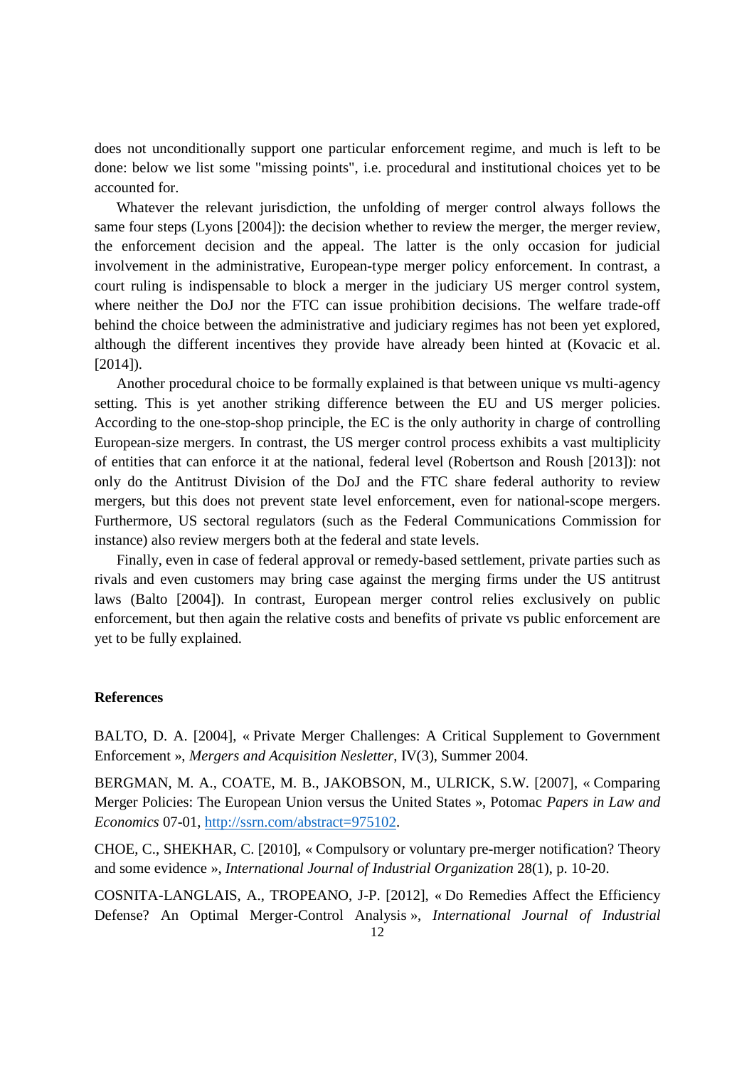does not unconditionally support one particular enforcement regime, and much is left to be done: below we list some "missing points", i.e. procedural and institutional choices yet to be accounted for.

Whatever the relevant jurisdiction, the unfolding of merger control always follows the same four steps (Lyons [2004]): the decision whether to review the merger, the merger review, the enforcement decision and the appeal. The latter is the only occasion for judicial involvement in the administrative, European-type merger policy enforcement. In contrast, a court ruling is indispensable to block a merger in the judiciary US merger control system, where neither the DoJ nor the FTC can issue prohibition decisions. The welfare trade-off behind the choice between the administrative and judiciary regimes has not been yet explored, although the different incentives they provide have already been hinted at (Kovacic et al. [2014]).

Another procedural choice to be formally explained is that between unique vs multi-agency setting. This is yet another striking difference between the EU and US merger policies. According to the one-stop-shop principle, the EC is the only authority in charge of controlling European-size mergers. In contrast, the US merger control process exhibits a vast multiplicity of entities that can enforce it at the national, federal level (Robertson and Roush [2013]): not only do the Antitrust Division of the DoJ and the FTC share federal authority to review mergers, but this does not prevent state level enforcement, even for national-scope mergers. Furthermore, US sectoral regulators (such as the Federal Communications Commission for instance) also review mergers both at the federal and state levels.

Finally, even in case of federal approval or remedy-based settlement, private parties such as rivals and even customers may bring case against the merging firms under the US antitrust laws (Balto [2004]). In contrast, European merger control relies exclusively on public enforcement, but then again the relative costs and benefits of private vs public enforcement are yet to be fully explained.

**References**

BALTO, D. A. [2004], « Private Merger Challenges: A Critical Supplement to Government Enforcement », *Mergers and Acquisition Nesletter*, IV(3), Summer 2004.

BERGMAN, M. A., COATE, M. B., JAKOBSON, M., ULRICK, S.W. [2007], « Comparing Merger Policies: The European Union versus the United States », Potomac *Papers in Law and Economics* 07-01, http://ssrn.com/abstract=975102.

CHOE, C., SHEKHAR, C. [2010], « Compulsory or voluntary pre-merger notification? Theory and some evidence », *International Journal of Industrial Organization* 28(1), p. 10-20.

COSNITA-LANGLAIS, A., TROPEANO, J-P. [2012], « Do Remedies Affect the Efficiency Defense? An Optimal Merger-Control Analysis », *International Journal of Industrial*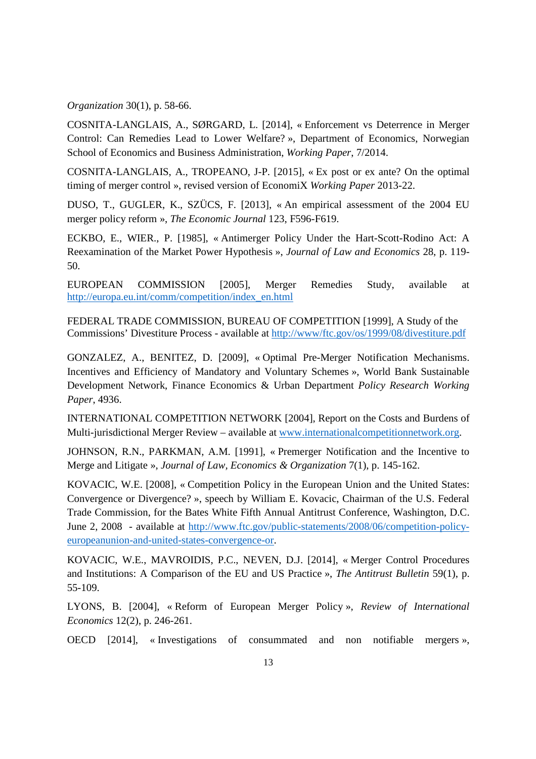*Organization* 30(1), p. 58-66.

COSNITA-LANGLAIS, A., SØRGARD, L. [2014], « Enforcement vs Deterrence in Merger Control: Can Remedies Lead to Lower Welfare? », Department of Economics, Norwegian School of Economics and Business Administration, *Working Paper*, 7/2014.

COSNITA-LANGLAIS, A., TROPEANO, J-P. [2015], « Ex post or ex ante? On the optimal timing of merger control », revised version of EconomiX *Working Paper* 2013-22.

DUSO, T., GUGLER, K., SZÜCS, F. [2013], « An empirical assessment of the 2004 EU merger policy reform », *The Economic Journal* 123, F596-F619.

ECKBO, E., WIER., P. [1985], « Antimerger Policy Under the Hart-Scott-Rodino Act: A Reexamination of the Market Power Hypothesis », *Journal of Law and Economics* 28, p. 119-50.

EUROPEAN COMMISSION [2005], Merger Remedies Study, available at http://europa.eu.int/comm/competition/index_en.html

FEDERAL TRADE COMMISSION, BUREAU OF COMPETITION [1999], A Study of the Commissions' Divestiture Process - available at http://www/ftc.gov/os/1999/08/divestiture.pdf

GONZALEZ, A., BENITEZ, D. [2009], « Optimal Pre-Merger Notification Mechanisms. Incentives and Efficiency of Mandatory and Voluntary Schemes », World Bank Sustainable Development Network, Finance Economics & Urban Department *Policy Research Working Paper*, 4936.

INTERNATIONAL COMPETITION NETWORK [2004], Report on the Costs and Burdens of Multi-jurisdictional Merger Review – available at www.internationalcompetitionnetwork.org.

JOHNSON, R.N., PARKMAN, A.M. [1991], « Premerger Notification and the Incentive to Merge and Litigate », *Journal of Law, Economics & Organization* 7(1), p. 145-162.

KOVACIC, W.E. [2008], « Competition Policy in the European Union and the United States: Convergence or Divergence? », speech by William E. Kovacic, Chairman of the U.S. Federal Trade Commission, for the Bates White Fifth Annual Antitrust Conference, Washington, D.C. June 2, 2008 - available at http://www.ftc.gov/public-statements/2008/06/competition-policy-europeanunion-and-united-states-convergence-or.

KOVACIC, W.E., MAVROIDIS, P.C., NEVEN, D.J. [2014], « Merger Control Procedures and Institutions: A Comparison of the EU and US Practice », *The Antitrust Bulletin* 59(1), p. 55-109.

LYONS, B. [2004], « Reform of European Merger Policy », *Review of International Economics* 12(2), p. 246-261.

OECD [2014], « Investigations of consummated and non notifiable mergers »,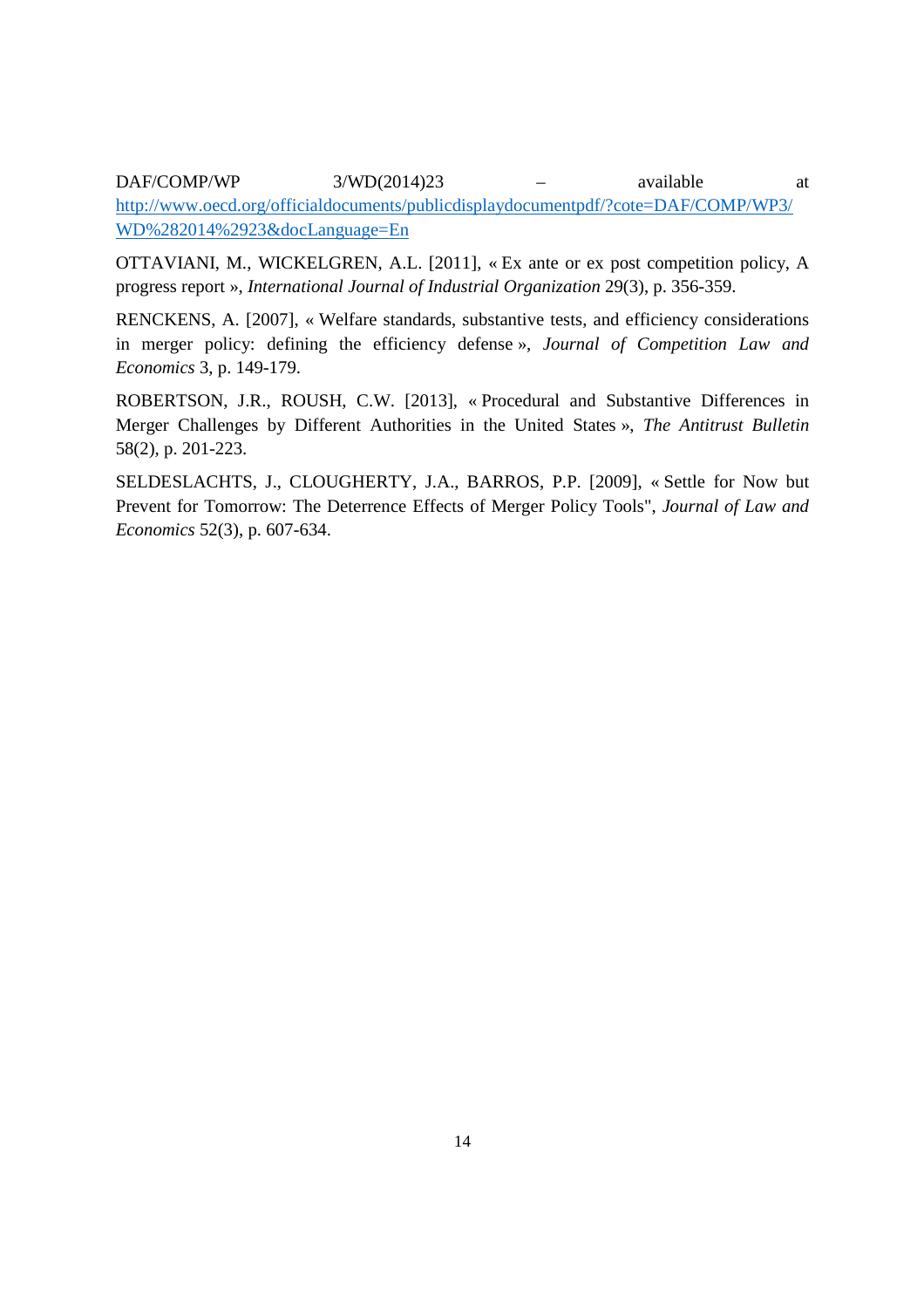DAF/COMP/WP 3/WD(2014)23 – available at http://www.oecd.org/officialdocuments/publicdisplaydocumentpdf/?cote=DAF/COMP/WP3/WD%282014%2923&docLanguage=En

OTTAVIANI, M., WICKELGREN, A.L. [2011], « Ex ante or ex post competition policy, A progress report », *International Journal of Industrial Organization* 29(3), p. 356-359.

RENCKENS, A. [2007], « Welfare standards, substantive tests, and efficiency considerations in merger policy: defining the efficiency defense », *Journal of Competition Law and Economics* 3, p. 149-179.

ROBERTSON, J.R., ROUSH, C.W. [2013], « Procedural and Substantive Differences in Merger Challenges by Different Authorities in the United States », *The Antitrust Bulletin* 58(2), p. 201-223.

SELDESLACHTS, J., CLOUGHERTY, J.A., BARROS, P.P. [2009], « Settle for Now but Prevent for Tomorrow: The Deterrence Effects of Merger Policy Tools", *Journal of Law and Economics* 52(3), p. 607-634.